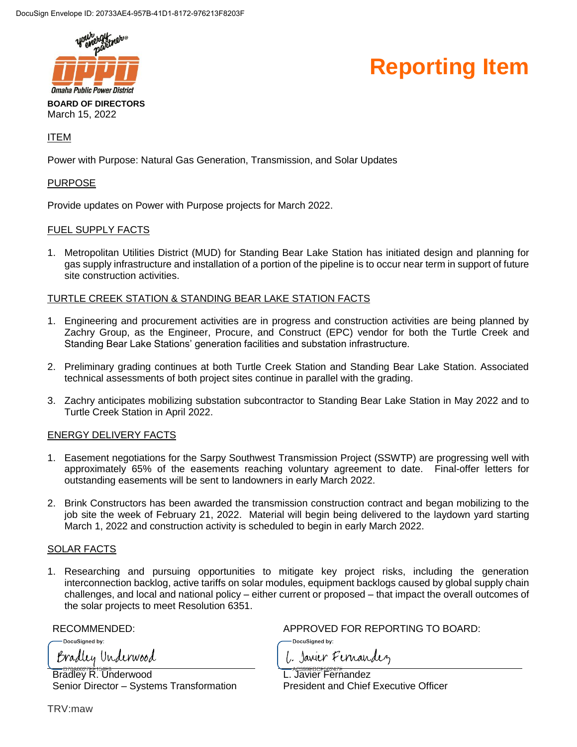DocuSign Envelope ID: 20733AE4-957B-41D1-8172-976213F8203F

your energy partner®

**Omaha Public Power District**

# Reporting Item

**BOARD OF DIRECTORS**
March 15, 2022

## ITEM

Power with Purpose: Natural Gas Generation, Transmission, and Solar Updates

## PURPOSE

Provide updates on Power with Purpose projects for March 2022.

## FUEL SUPPLY FACTS

1. Metropolitan Utilities District (MUD) for Standing Bear Lake Station has initiated design and planning for gas supply infrastructure and installation of a portion of the pipeline is to occur near term in support of future site construction activities.

## TURTLE CREEK STATION & STANDING BEAR LAKE STATION FACTS

1. Engineering and procurement activities are in progress and construction activities are being planned by Zachry Group, as the Engineer, Procure, and Construct (EPC) vendor for both the Turtle Creek and Standing Bear Lake Stations' generation facilities and substation infrastructure.

2. Preliminary grading continues at both Turtle Creek Station and Standing Bear Lake Station. Associated technical assessments of both project sites continue in parallel with the grading.

3. Zachry anticipates mobilizing substation subcontractor to Standing Bear Lake Station in May 2022 and to Turtle Creek Station in April 2022.

## ENERGY DELIVERY FACTS

1. Easement negotiations for the Sarpy Southwest Transmission Project (SSWTP) are progressing well with approximately 65% of the easements reaching voluntary agreement to date. Final-offer letters for outstanding easements will be sent to landowners in early March 2022.

2. Brink Constructors has been awarded the transmission construction contract and began mobilizing to the job site the week of February 21, 2022. Material will begin being delivered to the laydown yard starting March 1, 2022 and construction activity is scheduled to begin in early March 2022.

## SOLAR FACTS

1. Researching and pursuing opportunities to mitigate key project risks, including the generation interconnection backlog, active tariffs on solar modules, equipment backlogs caused by global supply chain challenges, and local and national policy – either current or proposed – that impact the overall outcomes of the solar projects to meet Resolution 6351.

RECOMMENDED:

DocuSigned by:
Bradley Underwood

Bradley R. Underwood
Senior Director – Systems Transformation

APPROVED FOR REPORTING TO BOARD:

DocuSigned by:
L. Javier Fernandez

L. Javier Fernandez
President and Chief Executive Officer

TRV:maw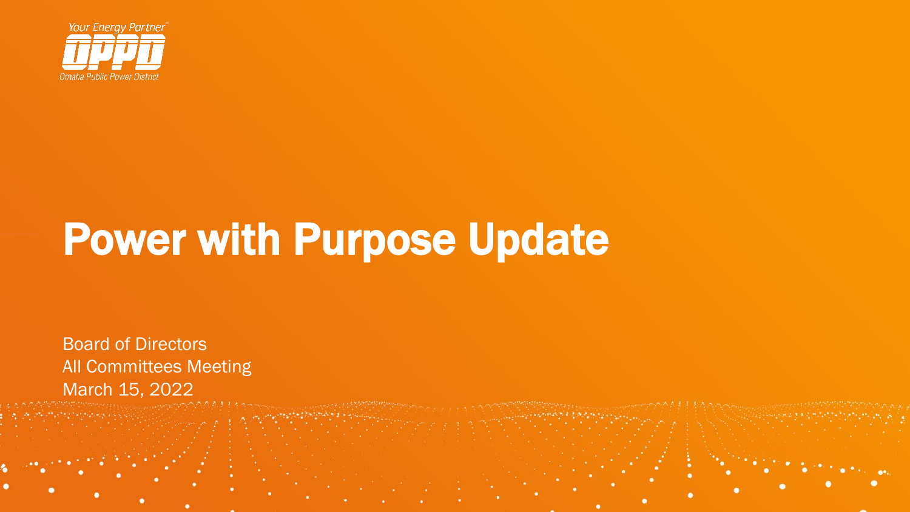Your Energy Partner

OPPD

Omaha Public Power District

# Power with Purpose Update

Board of Directors
All Committees Meeting
March 15, 2022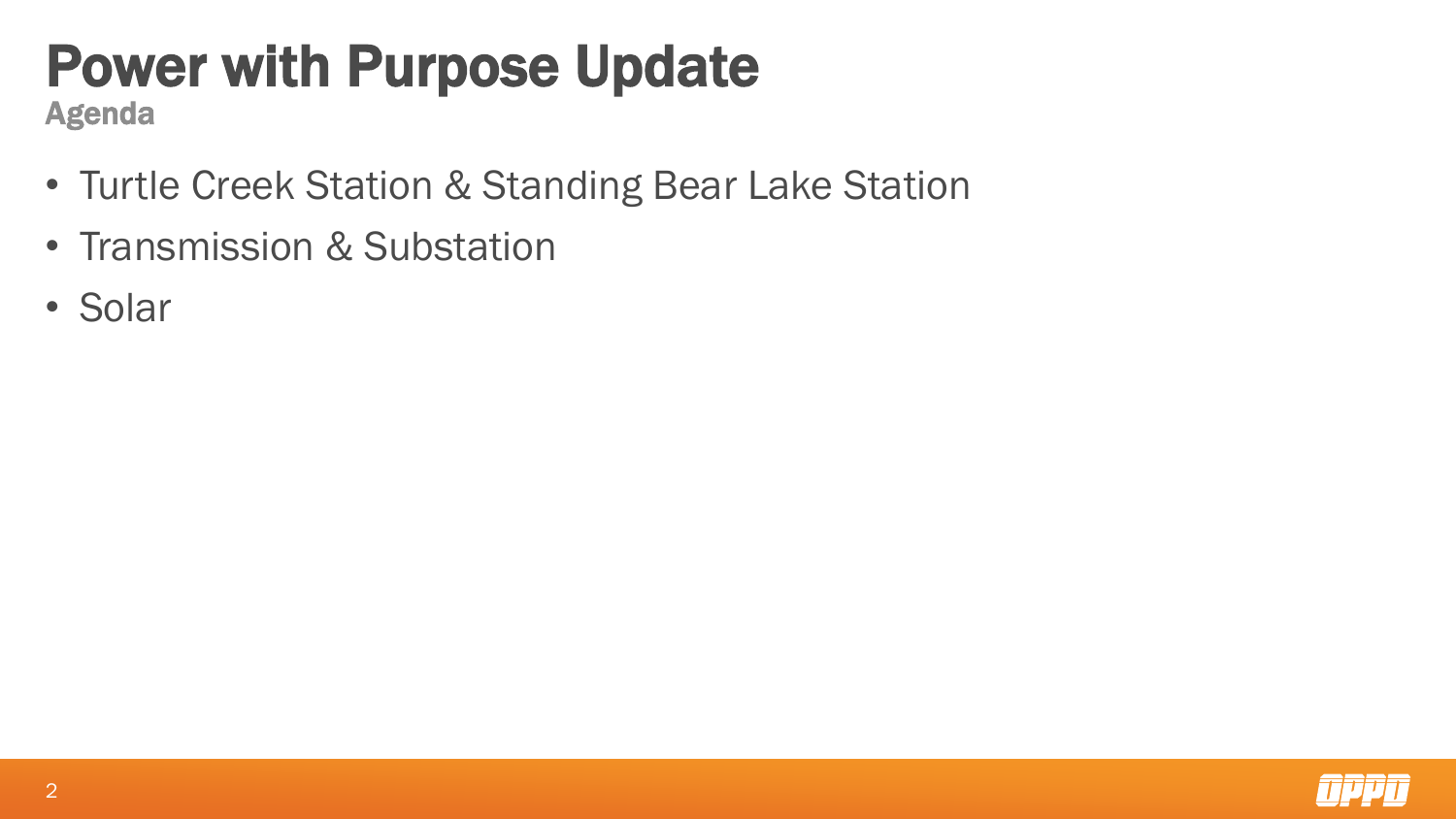# Power with Purpose Update

## Agenda

- Turtle Creek Station & Standing Bear Lake Station
- Transmission & Substation
- Solar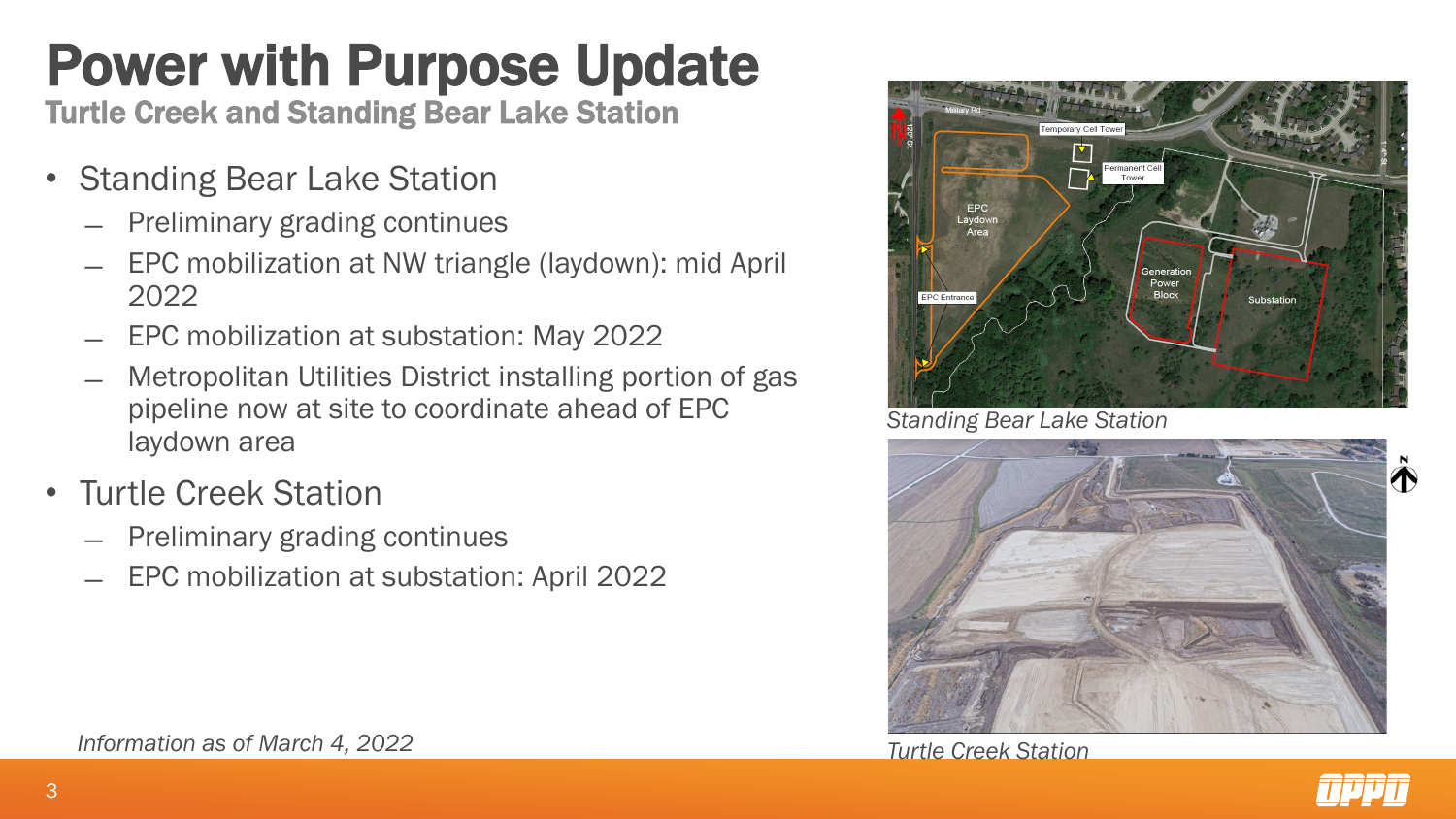# Power with Purpose Update

## Turtle Creek and Standing Bear Lake Station

- Standing Bear Lake Station
  - Preliminary grading continues
  - EPC mobilization at NW triangle (laydown): mid April 2022
  - EPC mobilization at substation: May 2022
  - Metropolitan Utilities District installing portion of gas pipeline now at site to coordinate ahead of EPC laydown area
- Turtle Creek Station
  - Preliminary grading continues
  - EPC mobilization at substation: April 2022

*Standing Bear Lake Station*

*Turtle Creek Station*

*Information as of March 4, 2022*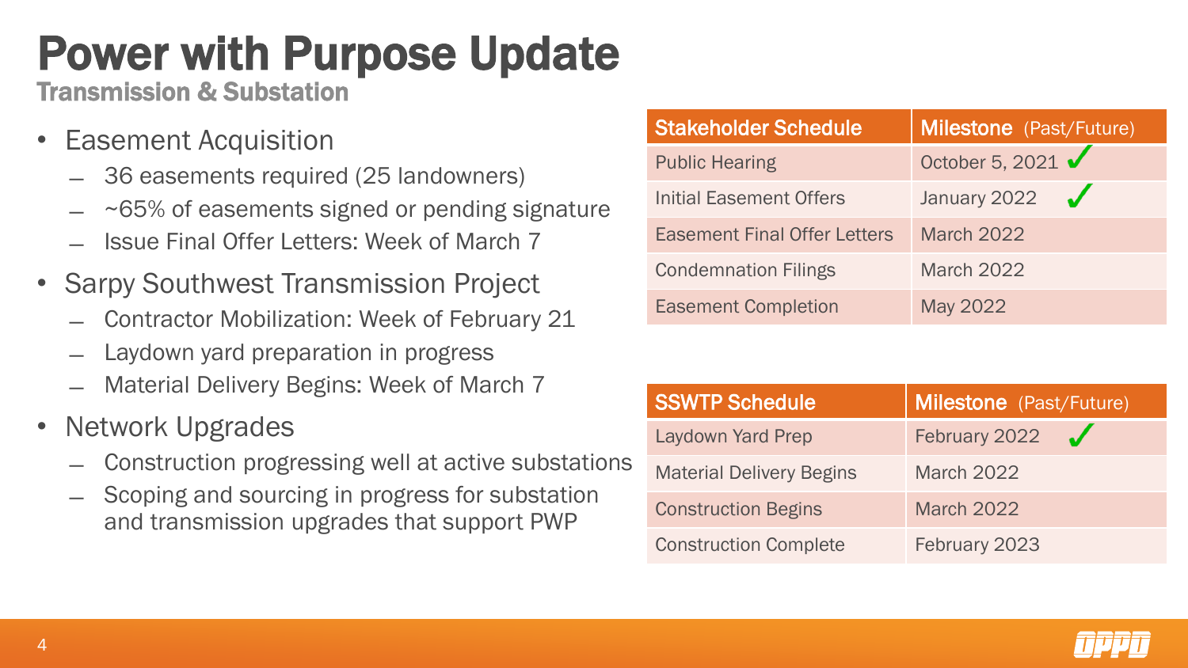# Power with Purpose Update

## Transmission & Substation

- Easement Acquisition
  - 36 easements required (25 landowners)
  - ~65% of easements signed or pending signature
  - Issue Final Offer Letters: Week of March 7
- Sarpy Southwest Transmission Project
  - Contractor Mobilization: Week of February 21
  - Laydown yard preparation in progress
  - Material Delivery Begins: Week of March 7
- Network Upgrades
  - Construction progressing well at active substations
  - Scoping and sourcing in progress for substation and transmission upgrades that support PWP

| Stakeholder Schedule | Milestone (Past/Future) |
| --- | --- |
| Public Hearing | October 5, 2021 ✓ |
| Initial Easement Offers | January 2022 ✓ |
| Easement Final Offer Letters | March 2022 |
| Condemnation Filings | March 2022 |
| Easement Completion | May 2022 |

| SSWTP Schedule | Milestone (Past/Future) |
| --- | --- |
| Laydown Yard Prep | February 2022 ✓ |
| Material Delivery Begins | March 2022 |
| Construction Begins | March 2022 |
| Construction Complete | February 2023 |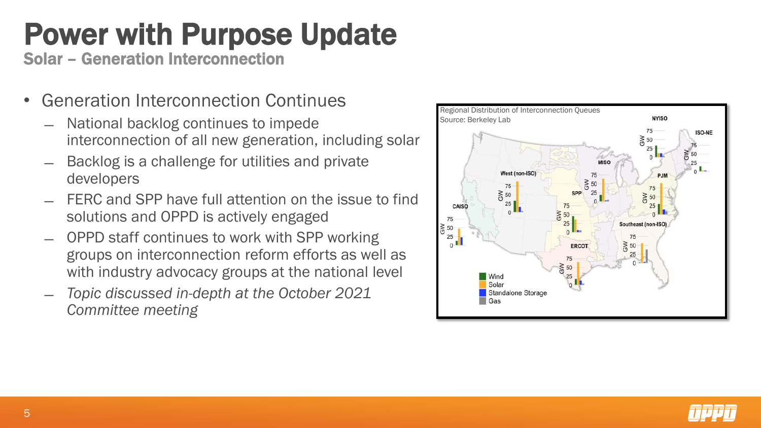# Power with Purpose Update

## Solar – Generation Interconnection

- Generation Interconnection Continues
  - National backlog continues to impede interconnection of all new generation, including solar
  - Backlog is a challenge for utilities and private developers
  - FERC and SPP have full attention on the issue to find solutions and OPPD is actively engaged
  - OPPD staff continues to work with SPP working groups on interconnection reform efforts as well as with industry advocacy groups at the national level
  - *Topic discussed in-depth at the October 2021 Committee meeting*

Regional Distribution of Interconnection Queues
Source: Berkeley Lab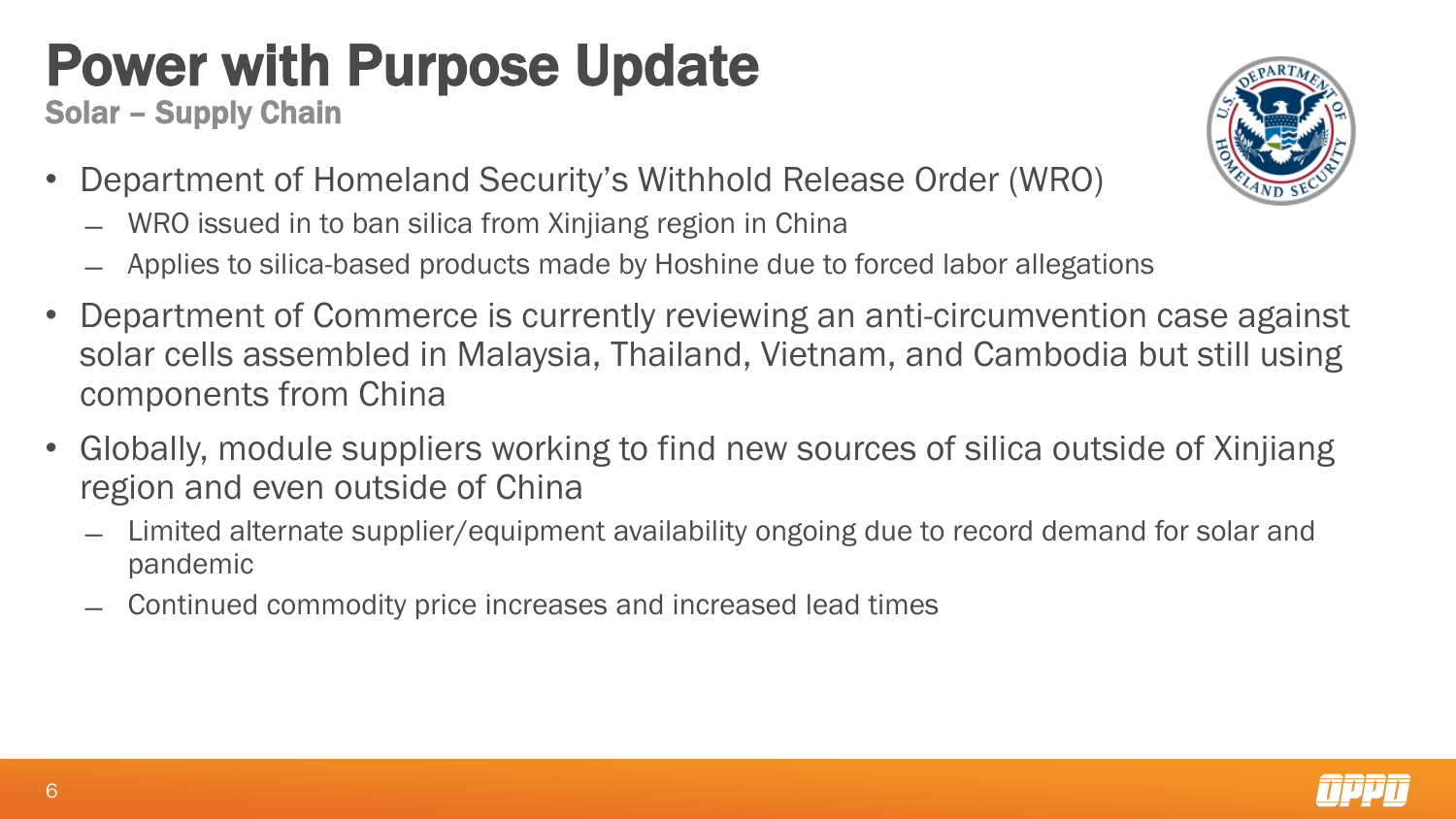# Power with Purpose Update

## Solar – Supply Chain

- Department of Homeland Security's Withhold Release Order (WRO)
  - WRO issued in to ban silica from Xinjiang region in China
  - Applies to silica-based products made by Hoshine due to forced labor allegations
- Department of Commerce is currently reviewing an anti-circumvention case against solar cells assembled in Malaysia, Thailand, Vietnam, and Cambodia but still using components from China
- Globally, module suppliers working to find new sources of silica outside of Xinjiang region and even outside of China
  - Limited alternate supplier/equipment availability ongoing due to record demand for solar and pandemic
  - Continued commodity price increases and increased lead times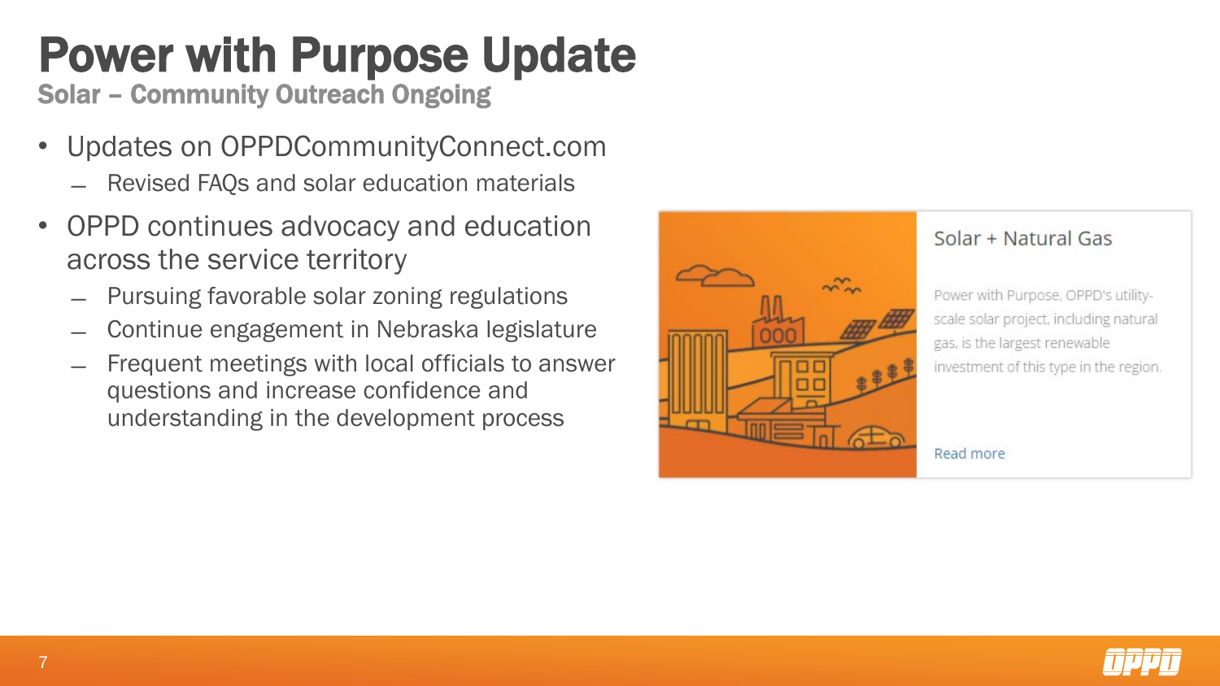# Power with Purpose Update

## Solar – Community Outreach Ongoing

- Updates on OPPDCommunityConnect.com
  - Revised FAQs and solar education materials
- OPPD continues advocacy and education across the service territory
  - Pursuing favorable solar zoning regulations
  - Continue engagement in Nebraska legislature
  - Frequent meetings with local officials to answer questions and increase confidence and understanding in the development process

Solar + Natural Gas

Power with Purpose, OPPD's utility-scale solar project, including natural gas, is the largest renewable investment of this type in the region.

Read more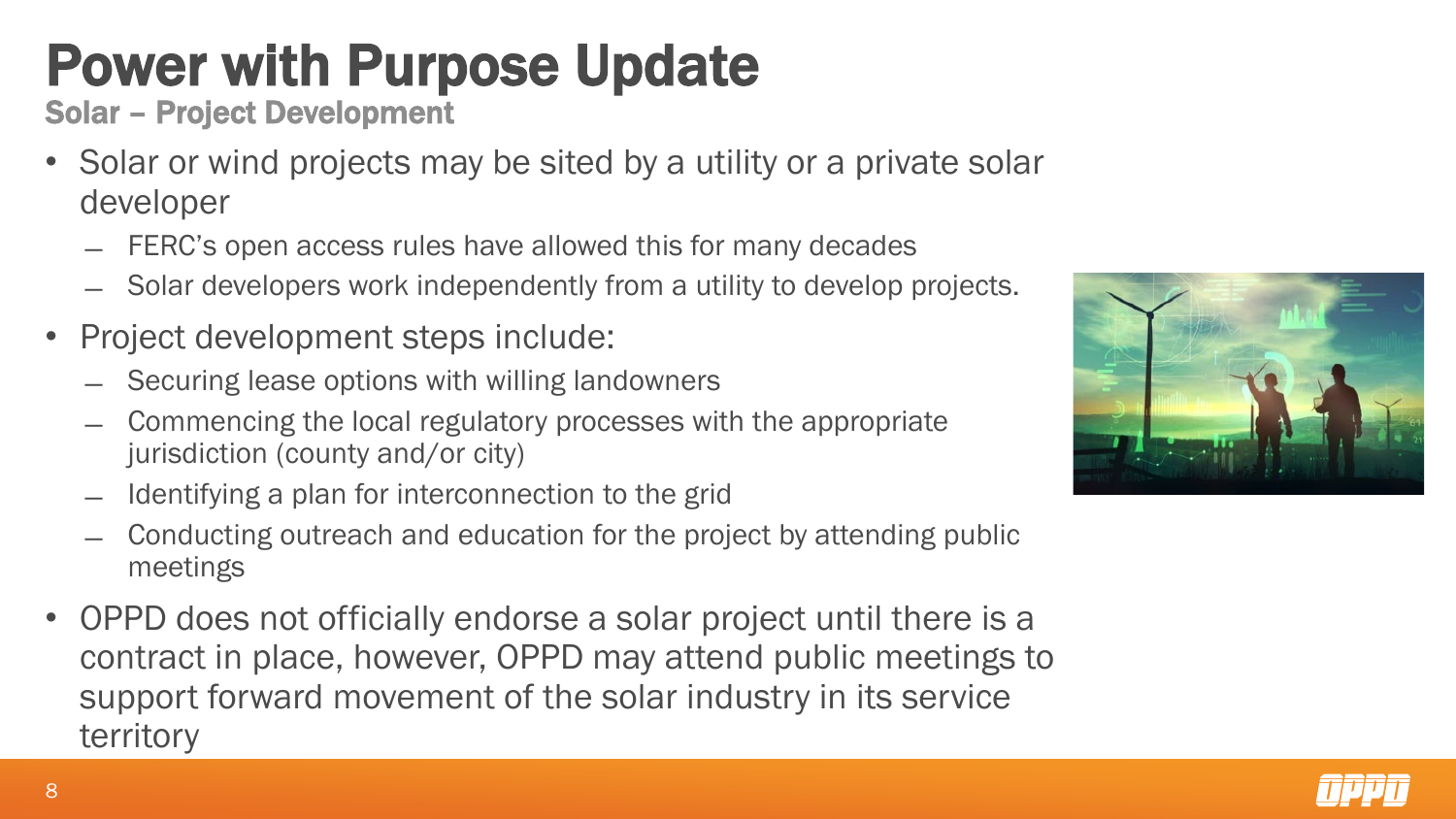# Power with Purpose Update

## Solar – Project Development

- Solar or wind projects may be sited by a utility or a private solar developer
  - FERC's open access rules have allowed this for many decades
  - Solar developers work independently from a utility to develop projects.
- Project development steps include:
  - Securing lease options with willing landowners
  - Commencing the local regulatory processes with the appropriate jurisdiction (county and/or city)
  - Identifying a plan for interconnection to the grid
  - Conducting outreach and education for the project by attending public meetings
- OPPD does not officially endorse a solar project until there is a contract in place, however, OPPD may attend public meetings to support forward movement of the solar industry in its service territory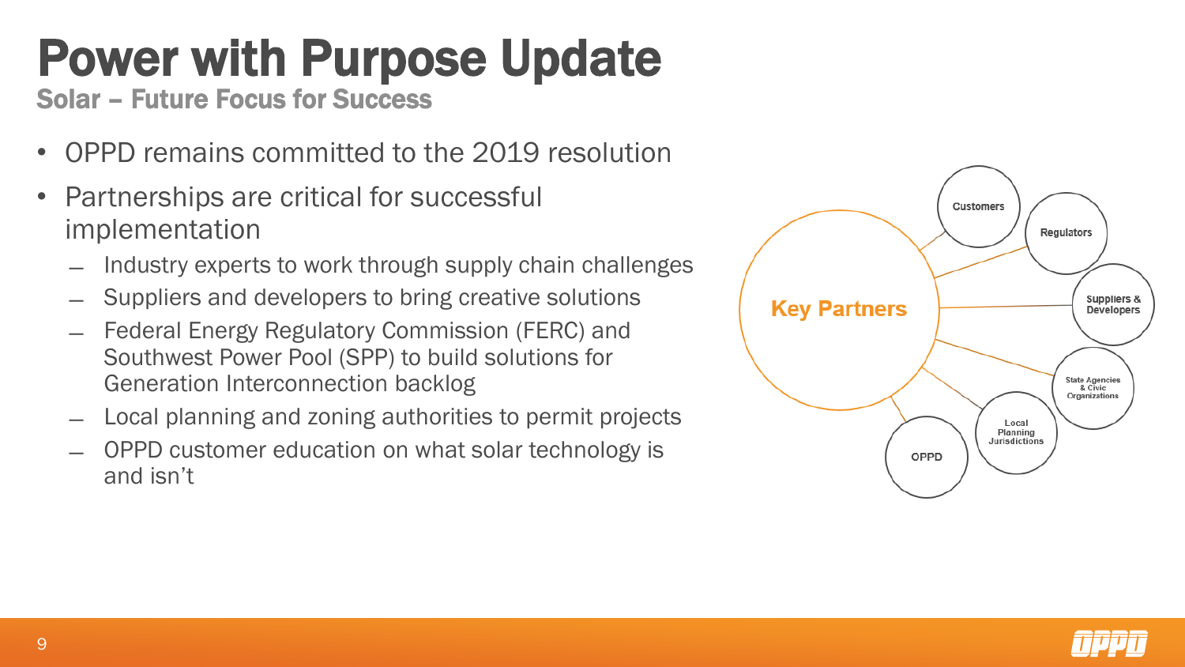# Power with Purpose Update

## Solar – Future Focus for Success

- OPPD remains committed to the 2019 resolution
- Partnerships are critical for successful implementation
  - Industry experts to work through supply chain challenges
  - Suppliers and developers to bring creative solutions
  - Federal Energy Regulatory Commission (FERC) and Southwest Power Pool (SPP) to build solutions for Generation Interconnection backlog
  - Local planning and zoning authorities to permit projects
  - OPPD customer education on what solar technology is and isn't

Key Partners

Customers

Regulators

Suppliers & Developers

State Agencies & Civic Organizations

Local Planning Jurisdictions

OPPD